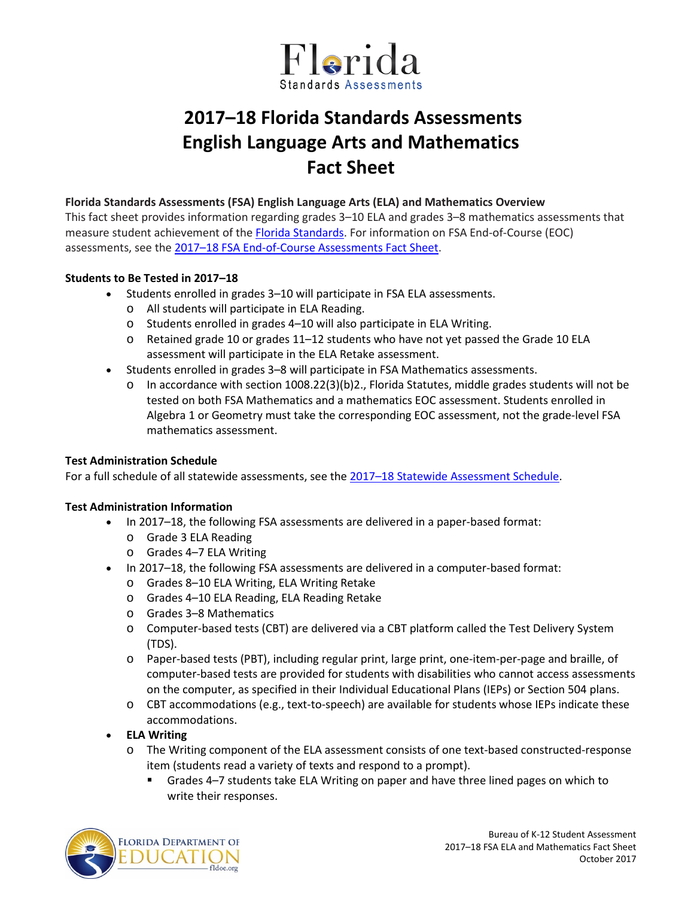# 2017–18 Florida Standards Assessments English Language Arts and Mathematics Fact Sheet

**Florida Standards Assessments (FSA) English Language Arts (ELA) and Mathematics Overview**

This fact sheet provides information regarding grades 3–10 ELA and grades 3–8 mathematics assessments that measure student achievement of the Florida Standards. For information on FSA End-of-Course (EOC) assessments, see the 2017–18 FSA End-of-Course Assessments Fact Sheet.

**Students to Be Tested in 2017–18**

- Students enrolled in grades 3–10 will participate in FSA ELA assessments.
  - All students will participate in ELA Reading.
  - Students enrolled in grades 4–10 will also participate in ELA Writing.
  - Retained grade 10 or grades 11–12 students who have not yet passed the Grade 10 ELA assessment will participate in the ELA Retake assessment.
- Students enrolled in grades 3–8 will participate in FSA Mathematics assessments.
  - In accordance with section 1008.22(3)(b)2., Florida Statutes, middle grades students will not be tested on both FSA Mathematics and a mathematics EOC assessment. Students enrolled in Algebra 1 or Geometry must take the corresponding EOC assessment, not the grade-level FSA mathematics assessment.

**Test Administration Schedule**

For a full schedule of all statewide assessments, see the 2017–18 Statewide Assessment Schedule.

**Test Administration Information**

- In 2017–18, the following FSA assessments are delivered in a paper-based format:
  - Grade 3 ELA Reading
  - Grades 4–7 ELA Writing
- In 2017–18, the following FSA assessments are delivered in a computer-based format:
  - Grades 8–10 ELA Writing, ELA Writing Retake
  - Grades 4–10 ELA Reading, ELA Reading Retake
  - Grades 3–8 Mathematics
  - Computer-based tests (CBT) are delivered via a CBT platform called the Test Delivery System (TDS).
  - Paper-based tests (PBT), including regular print, large print, one-item-per-page and braille, of computer-based tests are provided for students with disabilities who cannot access assessments on the computer, as specified in their Individual Educational Plans (IEPs) or Section 504 plans.
  - CBT accommodations (e.g., text-to-speech) are available for students whose IEPs indicate these accommodations.
- **ELA Writing**
  - The Writing component of the ELA assessment consists of one text-based constructed-response item (students read a variety of texts and respond to a prompt).
    - Grades 4–7 students take ELA Writing on paper and have three lined pages on which to write their responses.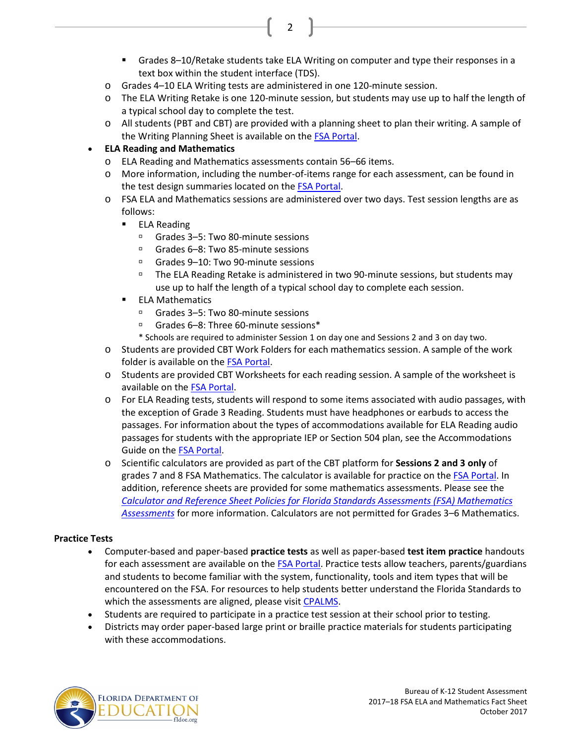- Grades 8–10/Retake students take ELA Writing on computer and type their responses in a text box within the student interface (TDS).
    - Grades 4–10 ELA Writing tests are administered in one 120-minute session.
    - The ELA Writing Retake is one 120-minute session, but students may use up to half the length of a typical school day to complete the test.
    - All students (PBT and CBT) are provided with a planning sheet to plan their writing. A sample of the Writing Planning Sheet is available on the FSA Portal.
- **ELA Reading and Mathematics**
    - ELA Reading and Mathematics assessments contain 56–66 items.
    - More information, including the number-of-items range for each assessment, can be found in the test design summaries located on the FSA Portal.
    - FSA ELA and Mathematics sessions are administered over two days. Test session lengths are as follows:
        - ELA Reading
            - Grades 3–5: Two 80-minute sessions
            - Grades 6–8: Two 85-minute sessions
            - Grades 9–10: Two 90-minute sessions
            - The ELA Reading Retake is administered in two 90-minute sessions, but students may use up to half the length of a typical school day to complete each session.
        - ELA Mathematics
            - Grades 3–5: Two 80-minute sessions
            - Grades 6–8: Three 60-minute sessions*

            \* Schools are required to administer Session 1 on day one and Sessions 2 and 3 on day two.
    - Students are provided CBT Work Folders for each mathematics session. A sample of the work folder is available on the FSA Portal.
    - Students are provided CBT Worksheets for each reading session. A sample of the worksheet is available on the FSA Portal.
    - For ELA Reading tests, students will respond to some items associated with audio passages, with the exception of Grade 3 Reading. Students must have headphones or earbuds to access the passages. For information about the types of accommodations available for ELA Reading audio passages for students with the appropriate IEP or Section 504 plan, see the Accommodations Guide on the FSA Portal.
    - Scientific calculators are provided as part of the CBT platform for **Sessions 2 and 3 only** of grades 7 and 8 FSA Mathematics. The calculator is available for practice on the FSA Portal. In addition, reference sheets are provided for some mathematics assessments. Please see the *Calculator and Reference Sheet Policies for Florida Standards Assessments (FSA) Mathematics Assessments* for more information. Calculators are not permitted for Grades 3–6 Mathematics.

**Practice Tests**

- Computer-based and paper-based **practice tests** as well as paper-based **test item practice** handouts for each assessment are available on the FSA Portal. Practice tests allow teachers, parents/guardians and students to become familiar with the system, functionality, tools and item types that will be encountered on the FSA. For resources to help students better understand the Florida Standards to which the assessments are aligned, please visit CPALMS.
- Students are required to participate in a practice test session at their school prior to testing.
- Districts may order paper-based large print or braille practice materials for students participating with these accommodations.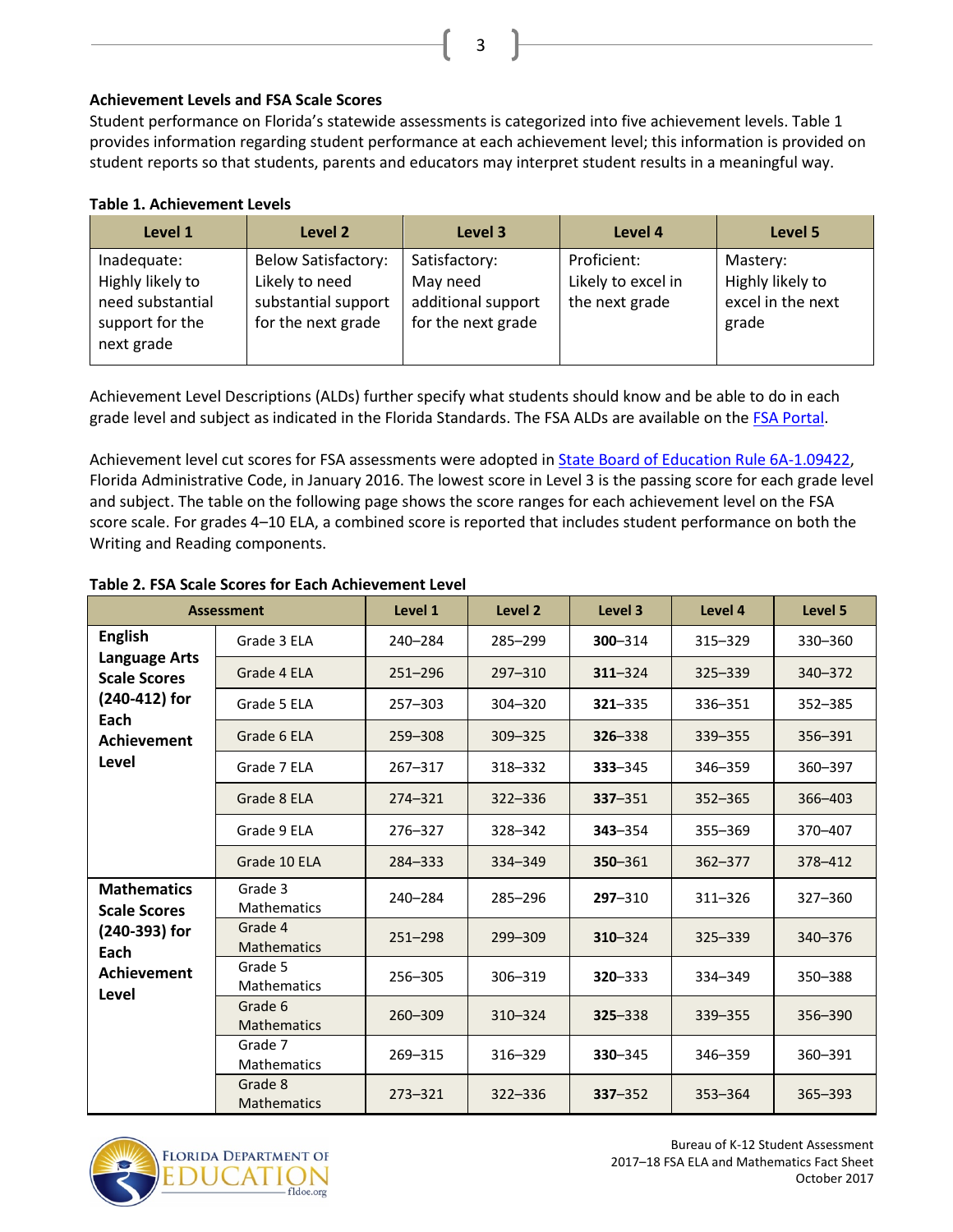### Achievement Levels and FSA Scale Scores

Student performance on Florida's statewide assessments is categorized into five achievement levels. Table 1 provides information regarding student performance at each achievement level; this information is provided on student reports so that students, parents and educators may interpret student results in a meaningful way.

**Table 1. Achievement Levels**

| Level 1 | Level 2 | Level 3 | Level 4 | Level 5 |
|---|---|---|---|---|
| Inadequate: Highly likely to need substantial support for the next grade | Below Satisfactory: Likely to need substantial support for the next grade | Satisfactory: May need additional support for the next grade | Proficient: Likely to excel in the next grade | Mastery: Highly likely to excel in the next grade |

Achievement Level Descriptions (ALDs) further specify what students should know and be able to do in each grade level and subject as indicated in the Florida Standards. The FSA ALDs are available on the FSA Portal.

Achievement level cut scores for FSA assessments were adopted in State Board of Education Rule 6A-1.09422, Florida Administrative Code, in January 2016. The lowest score in Level 3 is the passing score for each grade level and subject. The table on the following page shows the score ranges for each achievement level on the FSA score scale. For grades 4–10 ELA, a combined score is reported that includes student performance on both the Writing and Reading components.

**Table 2. FSA Scale Scores for Each Achievement Level**

| Assessment | | Level 1 | Level 2 | Level 3 | Level 4 | Level 5 |
|---|---|---|---|---|---|---|
| **English Language Arts Scale Scores (240-412) for Each Achievement Level** | Grade 3 ELA | 240–284 | 285–299 | **300**–314 | 315–329 | 330–360 |
| | Grade 4 ELA | 251–296 | 297–310 | **311**–324 | 325–339 | 340–372 |
| | Grade 5 ELA | 257–303 | 304–320 | **321**–335 | 336–351 | 352–385 |
| | Grade 6 ELA | 259–308 | 309–325 | **326**–338 | 339–355 | 356–391 |
| | Grade 7 ELA | 267–317 | 318–332 | **333**–345 | 346–359 | 360–397 |
| | Grade 8 ELA | 274–321 | 322–336 | **337**–351 | 352–365 | 366–403 |
| | Grade 9 ELA | 276–327 | 328–342 | **343**–354 | 355–369 | 370–407 |
| | Grade 10 ELA | 284–333 | 334–349 | **350**–361 | 362–377 | 378–412 |
| **Mathematics Scale Scores (240-393) for Each Achievement Level** | Grade 3 Mathematics | 240–284 | 285–296 | **297**–310 | 311–326 | 327–360 |
| | Grade 4 Mathematics | 251–298 | 299–309 | **310**–324 | 325–339 | 340–376 |
| | Grade 5 Mathematics | 256–305 | 306–319 | **320**–333 | 334–349 | 350–388 |
| | Grade 6 Mathematics | 260–309 | 310–324 | **325**–338 | 339–355 | 356–390 |
| | Grade 7 Mathematics | 269–315 | 316–329 | **330**–345 | 346–359 | 360–391 |
| | Grade 8 Mathematics | 273–321 | 322–336 | **337**–352 | 353–364 | 365–393 |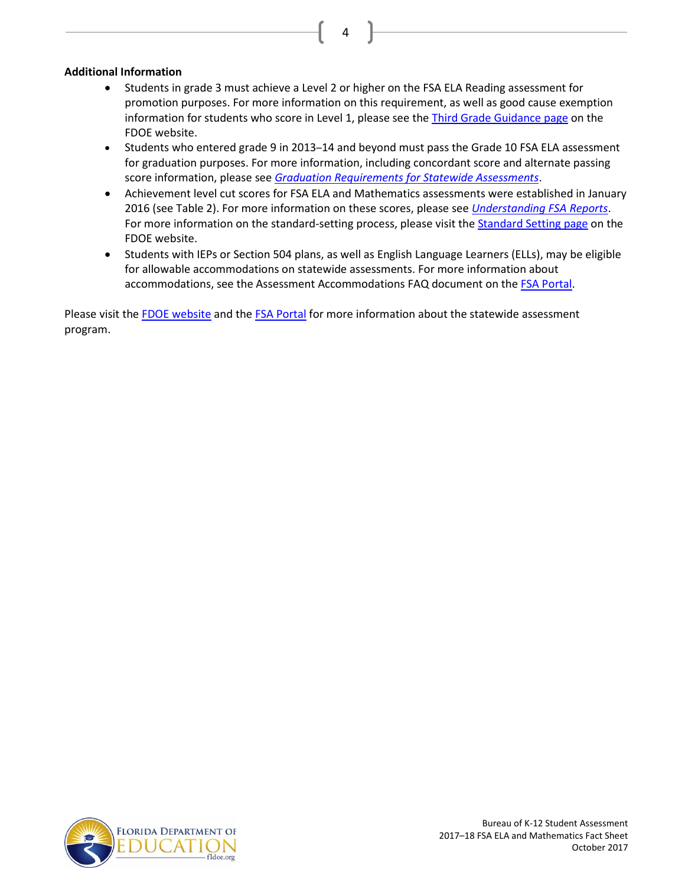**Additional Information**

- Students in grade 3 must achieve a Level 2 or higher on the FSA ELA Reading assessment for promotion purposes. For more information on this requirement, as well as good cause exemption information for students who score in Level 1, please see the Third Grade Guidance page on the FDOE website.
- Students who entered grade 9 in 2013–14 and beyond must pass the Grade 10 FSA ELA assessment for graduation purposes. For more information, including concordant score and alternate passing score information, please see *Graduation Requirements for Statewide Assessments*.
- Achievement level cut scores for FSA ELA and Mathematics assessments were established in January 2016 (see Table 2). For more information on these scores, please see *Understanding FSA Reports*. For more information on the standard-setting process, please visit the Standard Setting page on the FDOE website.
- Students with IEPs or Section 504 plans, as well as English Language Learners (ELLs), may be eligible for allowable accommodations on statewide assessments. For more information about accommodations, see the Assessment Accommodations FAQ document on the FSA Portal.

Please visit the FDOE website and the FSA Portal for more information about the statewide assessment program.